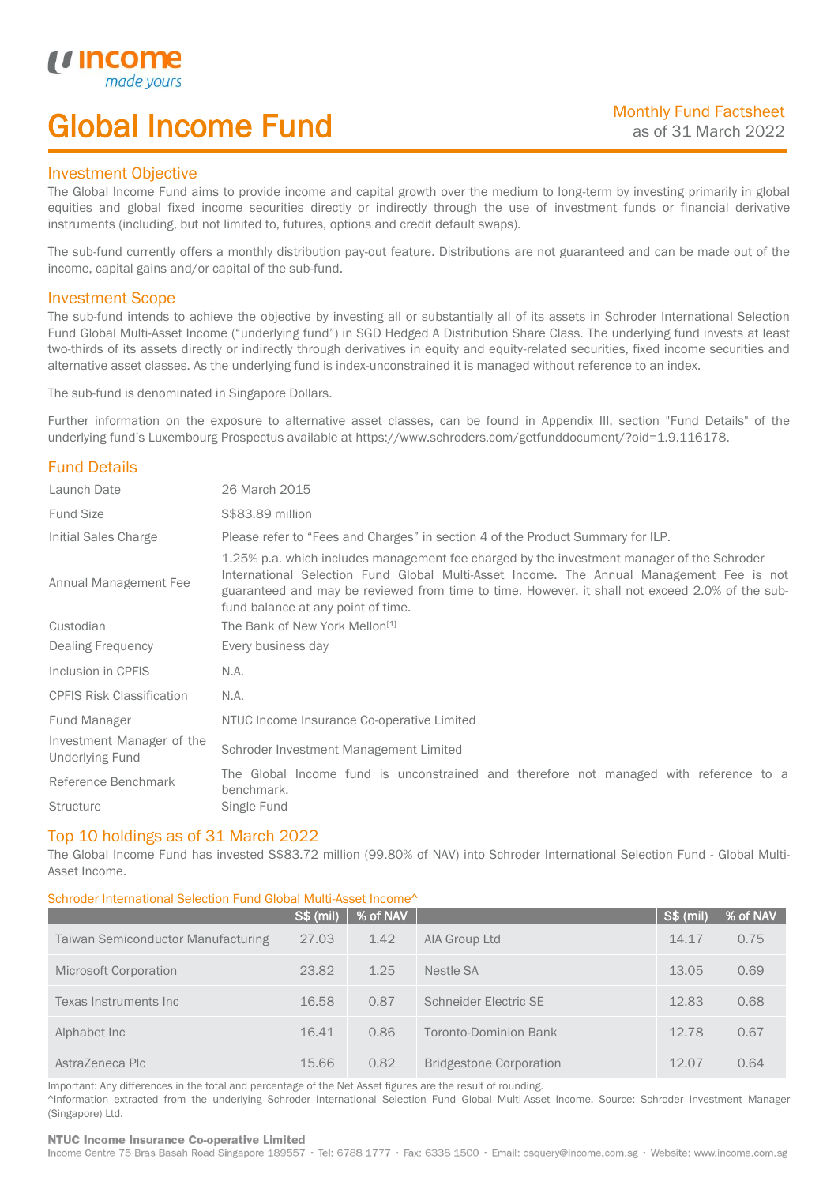# Global Income Fund

Monthly Fund Factsheet
as of 31 March 2022

## Investment Objective

The Global Income Fund aims to provide income and capital growth over the medium to long-term by investing primarily in global equities and global fixed income securities directly or indirectly through the use of investment funds or financial derivative instruments (including, but not limited to, futures, options and credit default swaps).

The sub-fund currently offers a monthly distribution pay-out feature. Distributions are not guaranteed and can be made out of the income, capital gains and/or capital of the sub-fund.

## Investment Scope

The sub-fund intends to achieve the objective by investing all or substantially all of its assets in Schroder International Selection Fund Global Multi-Asset Income ("underlying fund") in SGD Hedged A Distribution Share Class. The underlying fund invests at least two-thirds of its assets directly or indirectly through derivatives in equity and equity-related securities, fixed income securities and alternative asset classes. As the underlying fund is index-unconstrained it is managed without reference to an index.

The sub-fund is denominated in Singapore Dollars.

Further information on the exposure to alternative asset classes, can be found in Appendix III, section "Fund Details" of the underlying fund's Luxembourg Prospectus available at https://www.schroders.com/getfunddocument/?oid=1.9.116178.

## Fund Details

| | |
|---|---|
| Launch Date | 26 March 2015 |
| Fund Size | S$83.89 million |
| Initial Sales Charge | Please refer to "Fees and Charges" in section 4 of the Product Summary for ILP. |
| Annual Management Fee | 1.25% p.a. which includes management fee charged by the investment manager of the Schroder International Selection Fund Global Multi-Asset Income. The Annual Management Fee is not guaranteed and may be reviewed from time to time. However, it shall not exceed 2.0% of the sub-fund balance at any point of time. |
| Custodian | The Bank of New York Mellon[1] |
| Dealing Frequency | Every business day |
| Inclusion in CPFIS | N.A. |
| CPFIS Risk Classification | N.A. |
| Fund Manager | NTUC Income Insurance Co-operative Limited |
| Investment Manager of the Underlying Fund | Schroder Investment Management Limited |
| Reference Benchmark | The Global Income fund is unconstrained and therefore not managed with reference to a benchmark. |
| Structure | Single Fund |

## Top 10 holdings as of 31 March 2022

The Global Income Fund has invested S$83.72 million (99.80% of NAV) into Schroder International Selection Fund - Global Multi-Asset Income.

Schroder International Selection Fund Global Multi-Asset Income^

| | S$ (mil) | % of NAV | | S$ (mil) | % of NAV |
|---|---|---|---|---|---|
| Taiwan Semiconductor Manufacturing | 27.03 | 1.42 | AIA Group Ltd | 14.17 | 0.75 |
| Microsoft Corporation | 23.82 | 1.25 | Nestle SA | 13.05 | 0.69 |
| Texas Instruments Inc | 16.58 | 0.87 | Schneider Electric SE | 12.83 | 0.68 |
| Alphabet Inc | 16.41 | 0.86 | Toronto-Dominion Bank | 12.78 | 0.67 |
| AstraZeneca Plc | 15.66 | 0.82 | Bridgestone Corporation | 12.07 | 0.64 |

Important: Any differences in the total and percentage of the Net Asset figures are the result of rounding.
^Information extracted from the underlying Schroder International Selection Fund Global Multi-Asset Income. Source: Schroder Investment Manager (Singapore) Ltd.

**NTUC Income Insurance Co-operative Limited**
Income Centre 75 Bras Basah Road Singapore 189557 · Tel: 6788 1777 · Fax: 6338 1500 · Email: csquery@income.com.sg · Website: www.income.com.sg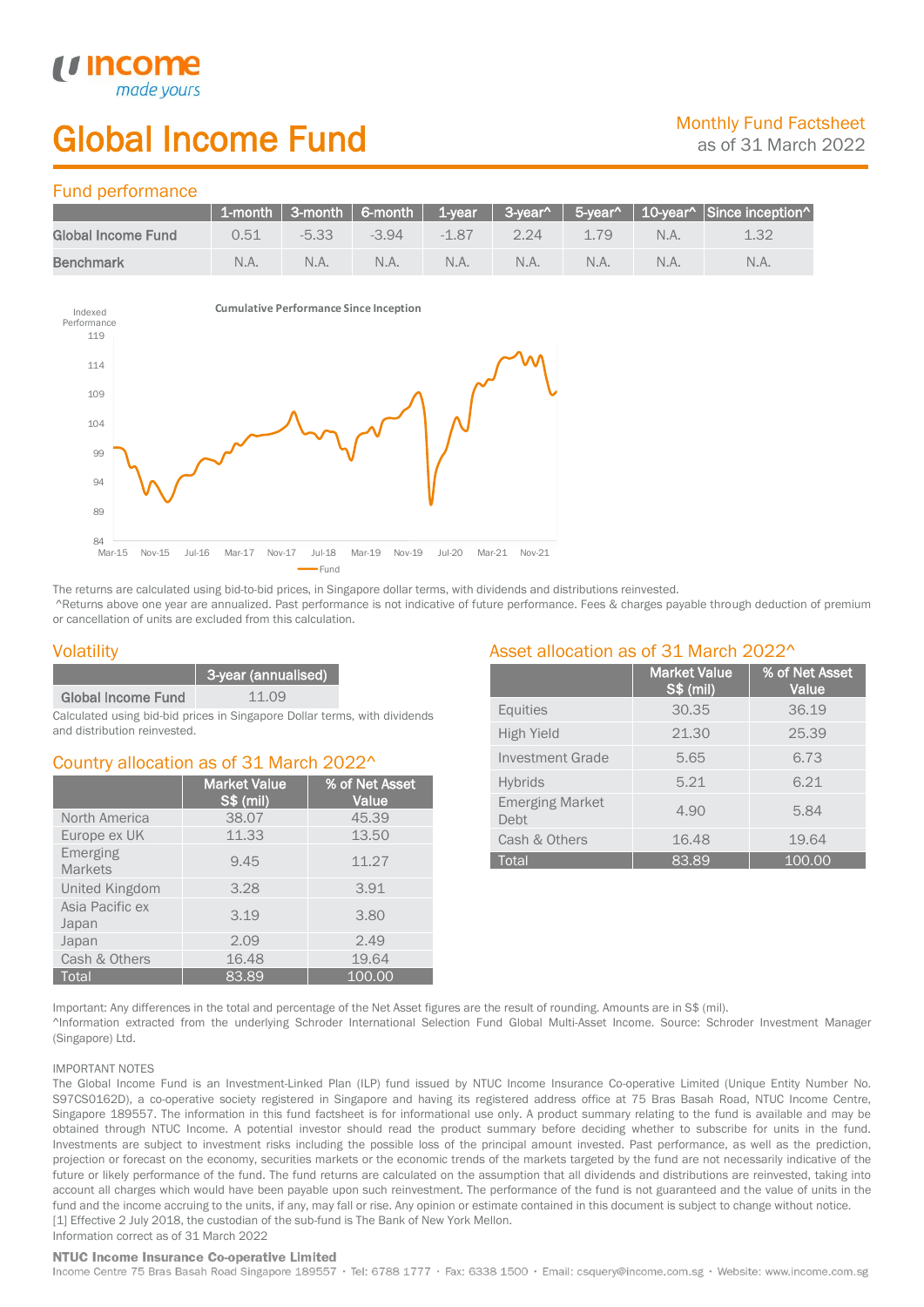income
made yours

# Global Income Fund

Monthly Fund Factsheet
as of 31 March 2022

## Fund performance

| | 1-month | 3-month | 6-month | 1-year | 3-year^ | 5-year^ | 10-year^ | Since inception^ |
|---|---|---|---|---|---|---|---|---|
| Global Income Fund | 0.51 | -5.33 | -3.94 | -1.87 | 2.24 | 1.79 | N.A. | 1.32 |
| Benchmark | N.A. | N.A. | N.A. | N.A. | N.A. | N.A. | N.A. | N.A. |

Cumulative Performance Since Inception

Indexed Performance

119
114
109
104
99
94
89
84

Mar-15 Nov-15 Jul-16 Mar-17 Nov-17 Jul-18 Mar-19 Nov-19 Jul-20 Mar-21 Nov-21

Fund

The returns are calculated using bid-to-bid prices, in Singapore dollar terms, with dividends and distributions reinvested.
^Returns above one year are annualized. Past performance is not indicative of future performance. Fees & charges payable through deduction of premium or cancellation of units are excluded from this calculation.

## Volatility

| | 3-year (annualised) |
|---|---|
| Global Income Fund | 11.09 |

Calculated using bid-bid prices in Singapore Dollar terms, with dividends and distribution reinvested.

## Country allocation as of 31 March 2022^

| | Market Value S$ (mil) | % of Net Asset Value |
|---|---|---|
| North America | 38.07 | 45.39 |
| Europe ex UK | 11.33 | 13.50 |
| Emerging Markets | 9.45 | 11.27 |
| United Kingdom | 3.28 | 3.91 |
| Asia Pacific ex Japan | 3.19 | 3.80 |
| Japan | 2.09 | 2.49 |
| Cash & Others | 16.48 | 19.64 |
| Total | 83.89 | 100.00 |

## Asset allocation as of 31 March 2022^

| | Market Value S$ (mil) | % of Net Asset Value |
|---|---|---|
| Equities | 30.35 | 36.19 |
| High Yield | 21.30 | 25.39 |
| Investment Grade | 5.65 | 6.73 |
| Hybrids | 5.21 | 6.21 |
| Emerging Market Debt | 4.90 | 5.84 |
| Cash & Others | 16.48 | 19.64 |
| Total | 83.89 | 100.00 |

Important: Any differences in the total and percentage of the Net Asset figures are the result of rounding. Amounts are in S$ (mil).
^Information extracted from the underlying Schroder International Selection Fund Global Multi-Asset Income. Source: Schroder Investment Manager (Singapore) Ltd.

IMPORTANT NOTES
The Global Income Fund is an Investment-Linked Plan (ILP) fund issued by NTUC Income Insurance Co-operative Limited (Unique Entity Number No. S97CS0162D), a co-operative society registered in Singapore and having its registered address office at 75 Bras Basah Road, NTUC Income Centre, Singapore 189557. The information in this fund factsheet is for informational use only. A product summary relating to the fund is available and may be obtained through NTUC Income. A potential investor should read the product summary before deciding whether to subscribe for units in the fund. Investments are subject to investment risks including the possible loss of the principal amount invested. Past performance, as well as the prediction, projection or forecast on the economy, securities markets or the economic trends of the markets targeted by the fund are not necessarily indicative of the future or likely performance of the fund. The fund returns are calculated on the assumption that all dividends and distributions are reinvested, taking into account all charges which would have been payable upon such reinvestment. The performance of the fund is not guaranteed and the value of units in the fund and the income accruing to the units, if any, may fall or rise. Any opinion or estimate contained in this document is subject to change without notice.
[1] Effective 2 July 2018, the custodian of the sub-fund is The Bank of New York Mellon.
Information correct as of 31 March 2022

**NTUC Income Insurance Co-operative Limited**
Income Centre 75 Bras Basah Road Singapore 189557 · Tel: 6788 1777 · Fax: 6338 1500 · Email: csquery@income.com.sg · Website: www.income.com.sg